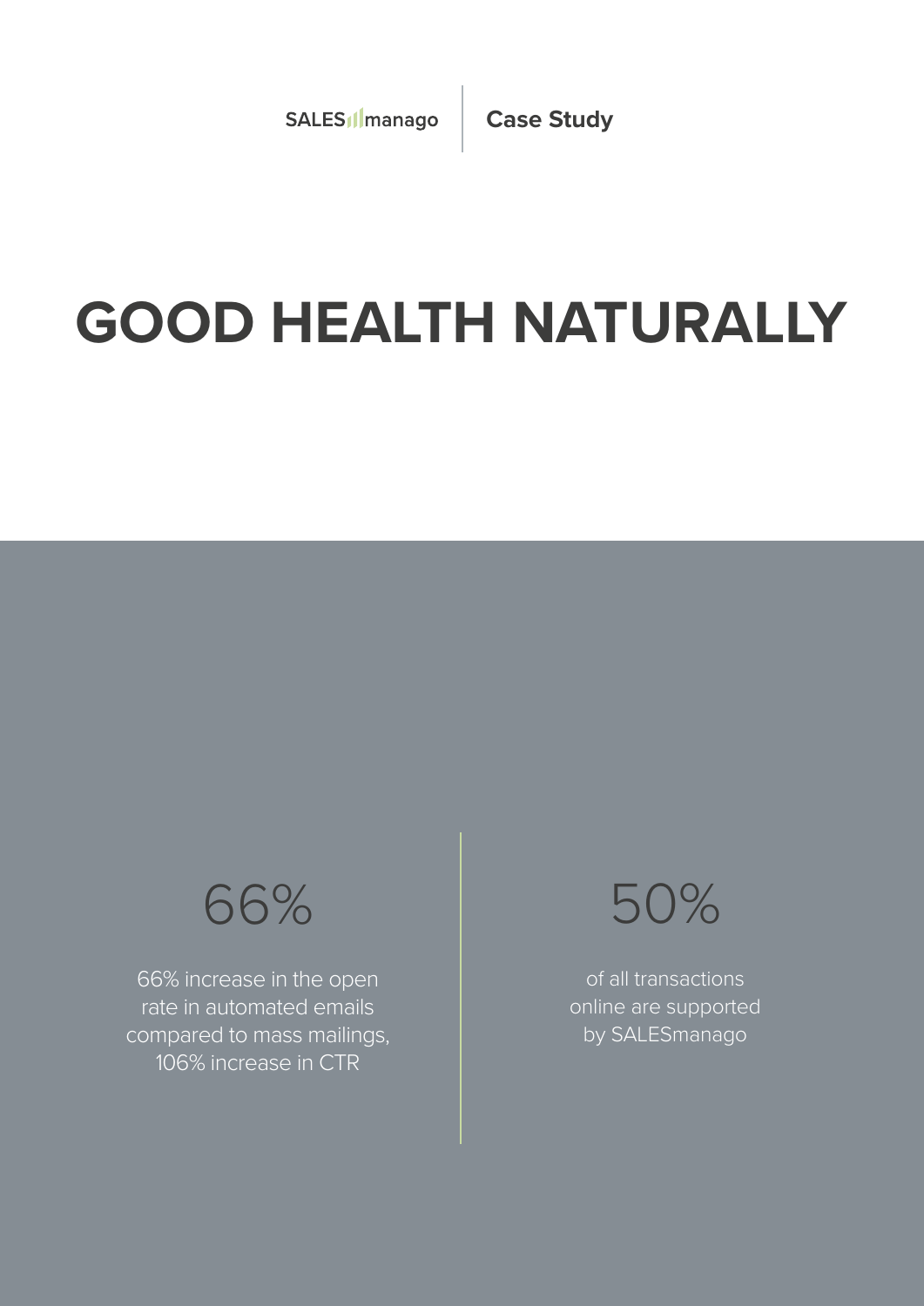SALESmanago | Case Study

# GOOD HEALTH NATURALLY

66%

66% increase in the open rate in automated emails compared to mass mailings, 106% increase in CTR

50%

of all transactions online are supported by SALESmanago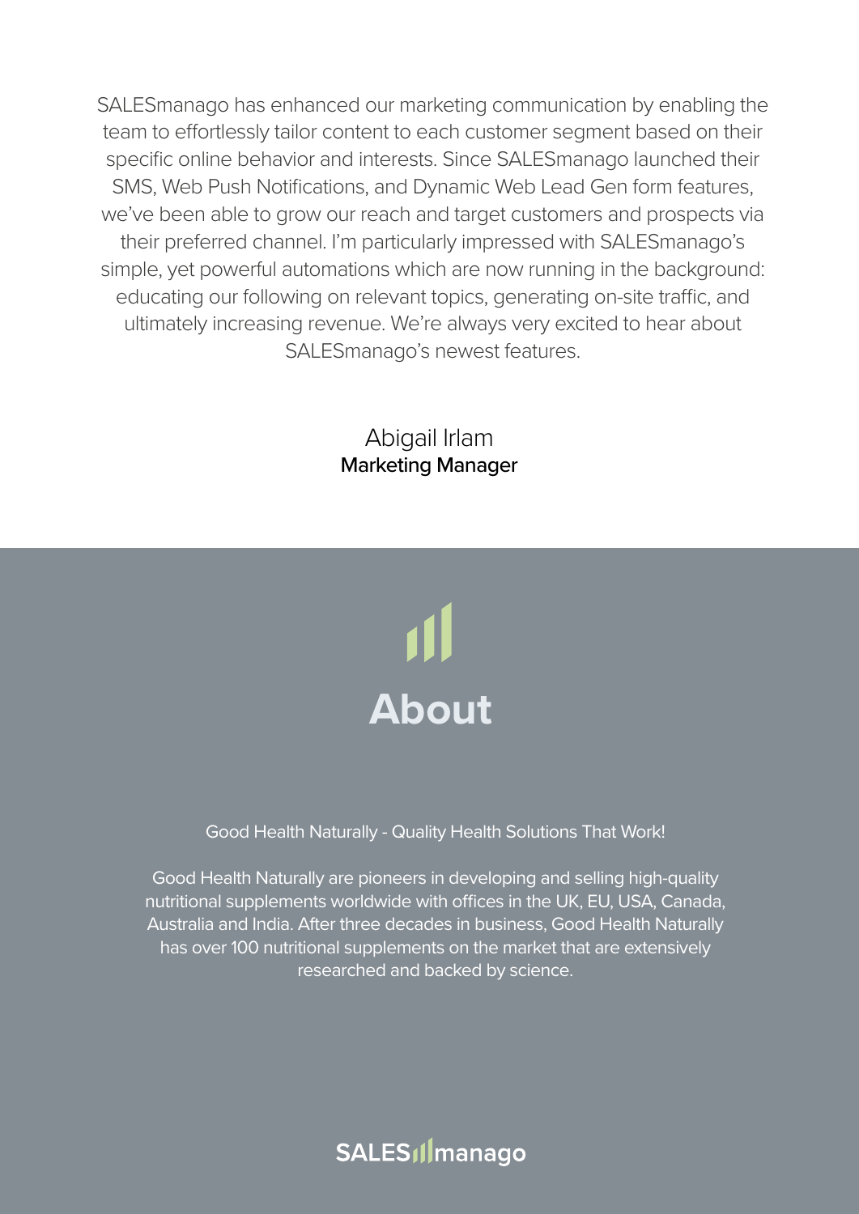SALESmanago has enhanced our marketing communication by enabling the team to effortlessly tailor content to each customer segment based on their specific online behavior and interests. Since SALESmanago launched their SMS, Web Push Notifications, and Dynamic Web Lead Gen form features, we've been able to grow our reach and target customers and prospects via their preferred channel. I'm particularly impressed with SALESmanago's simple, yet powerful automations which are now running in the background: educating our following on relevant topics, generating on-site traffic, and ultimately increasing revenue. We're always very excited to hear about SALESmanago's newest features.

Abigail Irlam
**Marketing Manager**

# About

Good Health Naturally - Quality Health Solutions That Work!

Good Health Naturally are pioneers in developing and selling high-quality nutritional supplements worldwide with offices in the UK, EU, USA, Canada, Australia and India. After three decades in business, Good Health Naturally has over 100 nutritional supplements on the market that are extensively researched and backed by science.

SALESmanago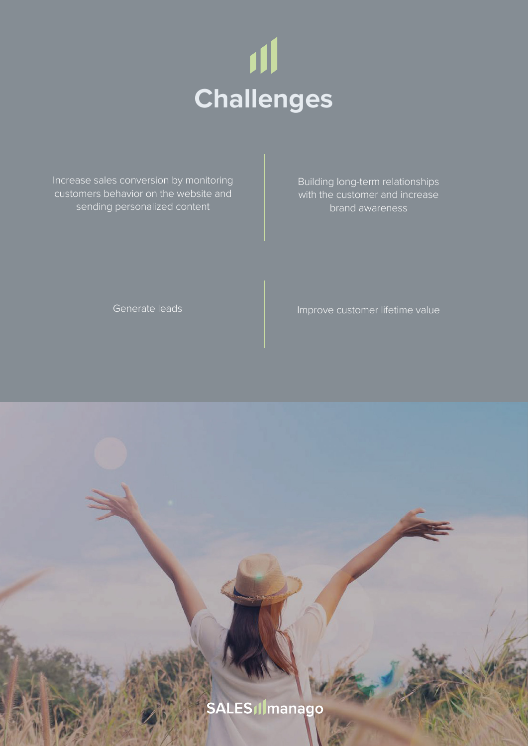# Challenges

Increase sales conversion by monitoring customers behavior on the website and sending personalized content

Building long-term relationships with the customer and increase brand awareness

Generate leads

Improve customer lifetime value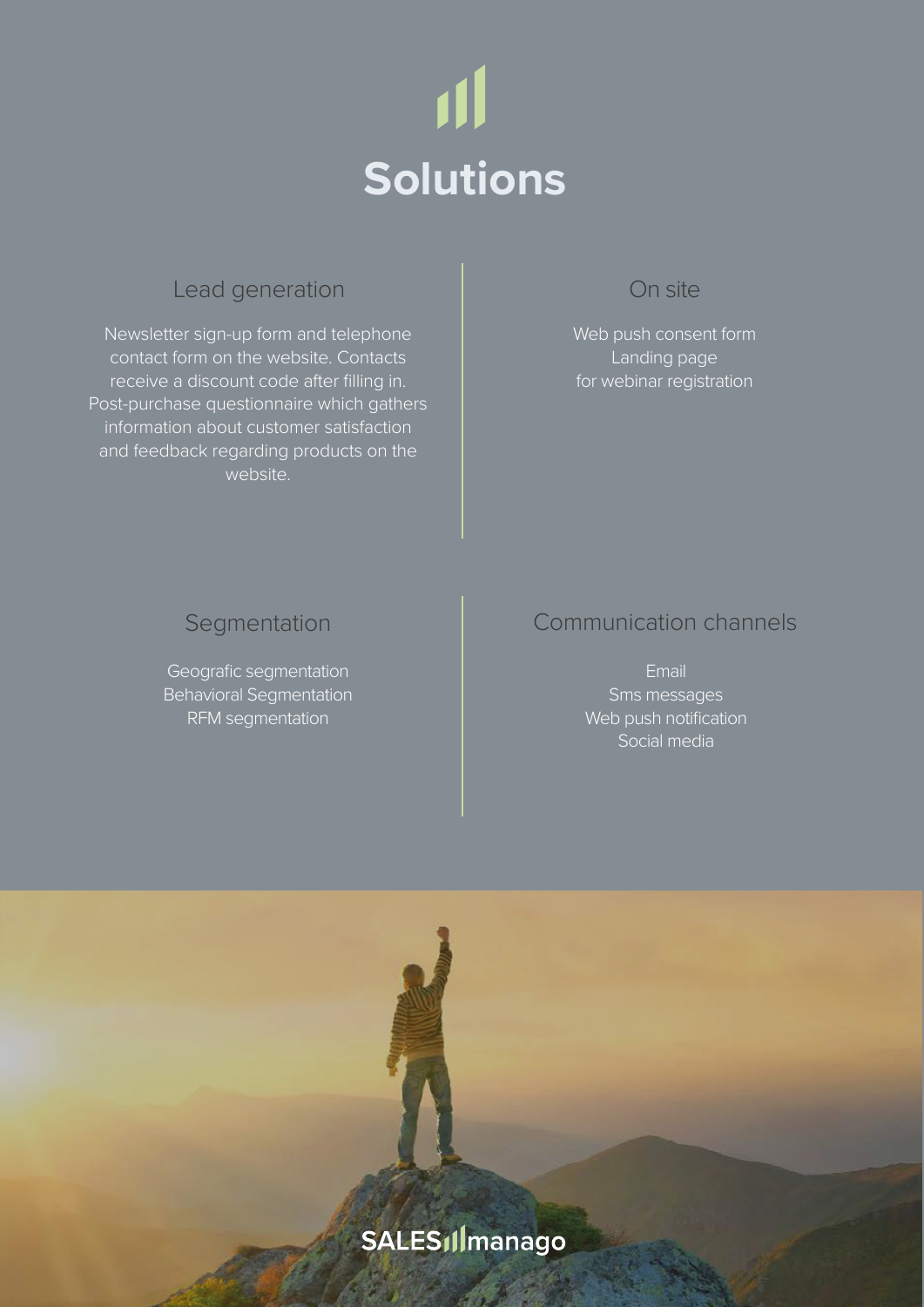# Solutions

## Lead generation

Newsletter sign-up form and telephone contact form on the website. Contacts receive a discount code after filling in. Post-purchase questionnaire which gathers information about customer satisfaction and feedback regarding products on the website.

## On site

Web push consent form
Landing page
for webinar registration

## Segmentation

Geografic segmentation
Behavioral Segmentation
RFM segmentation

## Communication channels

Email
Sms messages
Web push notification
Social media

SALESmanago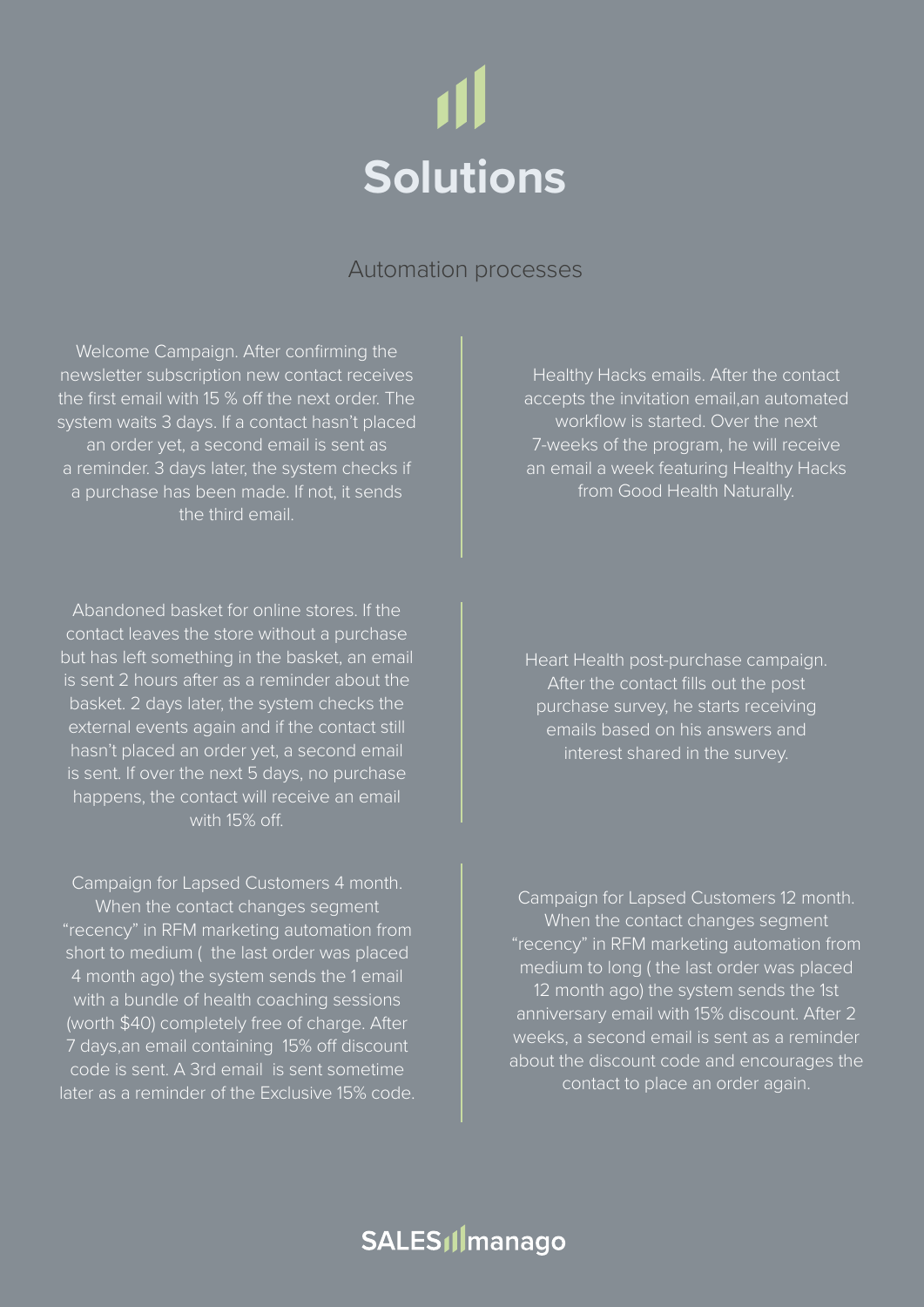# Solutions

## Automation processes

Welcome Campaign. After confirming the newsletter subscription new contact receives the first email with 15 % off the next order. The system waits 3 days. If a contact hasn't placed an order yet, a second email is sent as a reminder. 3 days later, the system checks if a purchase has been made. If not, it sends the third email.

Healthy Hacks emails. After the contact accepts the invitation email,an automated workflow is started. Over the next 7-weeks of the program, he will receive an email a week featuring Healthy Hacks from Good Health Naturally.

Abandoned basket for online stores. If the contact leaves the store without a purchase but has left something in the basket, an email is sent 2 hours after as a reminder about the basket. 2 days later, the system checks the external events again and if the contact still hasn't placed an order yet, a second email is sent. If over the next 5 days, no purchase happens, the contact will receive an email with 15% off.

Heart Health post-purchase campaign. After the contact fills out the post purchase survey, he starts receiving emails based on his answers and interest shared in the survey.

Campaign for Lapsed Customers 4 month. When the contact changes segment "recency" in RFM marketing automation from short to medium ( the last order was placed 4 month ago) the system sends the 1 email with a bundle of health coaching sessions (worth $40) completely free of charge. After 7 days,an email containing 15% off discount code is sent. A 3rd email is sent sometime later as a reminder of the Exclusive 15% code.

Campaign for Lapsed Customers 12 month. When the contact changes segment "recency" in RFM marketing automation from medium to long ( the last order was placed 12 month ago) the system sends the 1st anniversary email with 15% discount. After 2 weeks, a second email is sent as a reminder about the discount code and encourages the contact to place an order again.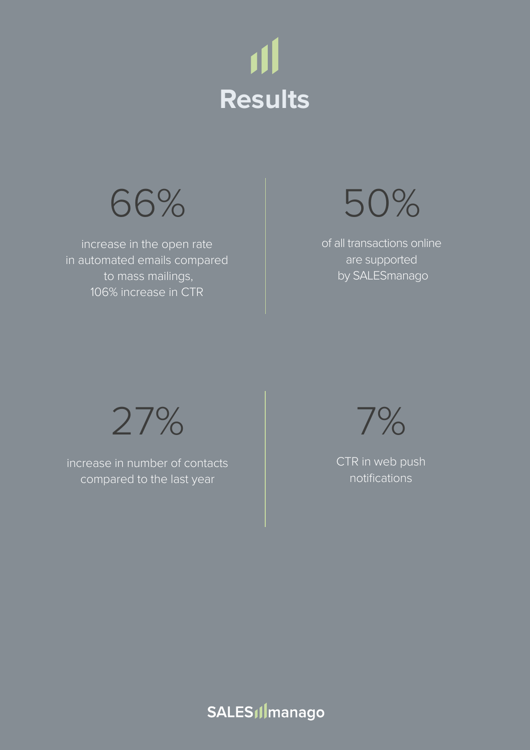# Results

66%

increase in the open rate in automated emails compared to mass mailings, 106% increase in CTR

50%

of all transactions online are supported by SALESmanago

27%

increase in number of contacts compared to the last year

7%

CTR in web push notifications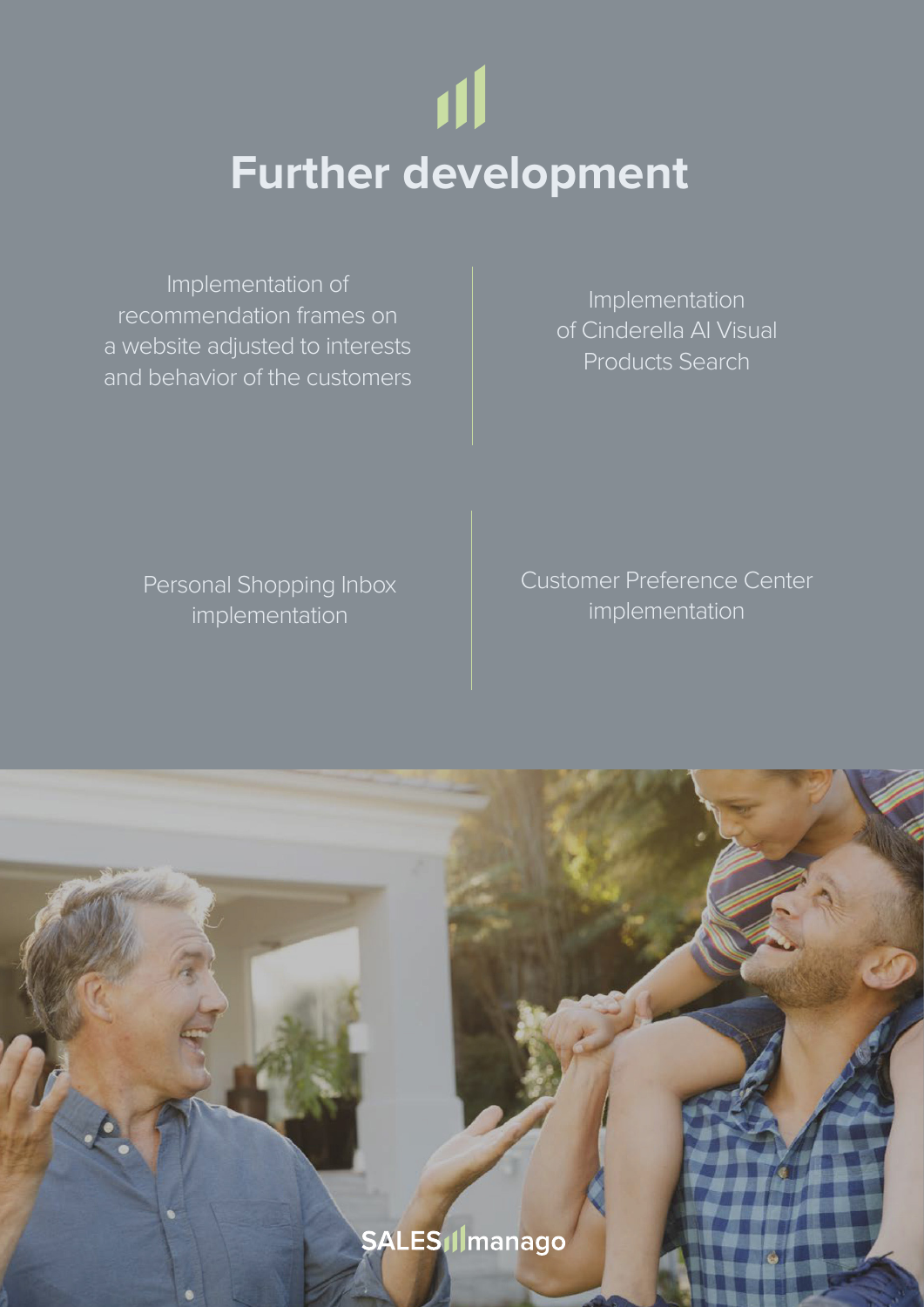# Further development

- Implementation of recommendation frames on a website adjusted to interests and behavior of the customers
- Implementation of Cinderella AI Visual Products Search
- Personal Shopping Inbox implementation
- Customer Preference Center implementation

SALESmanago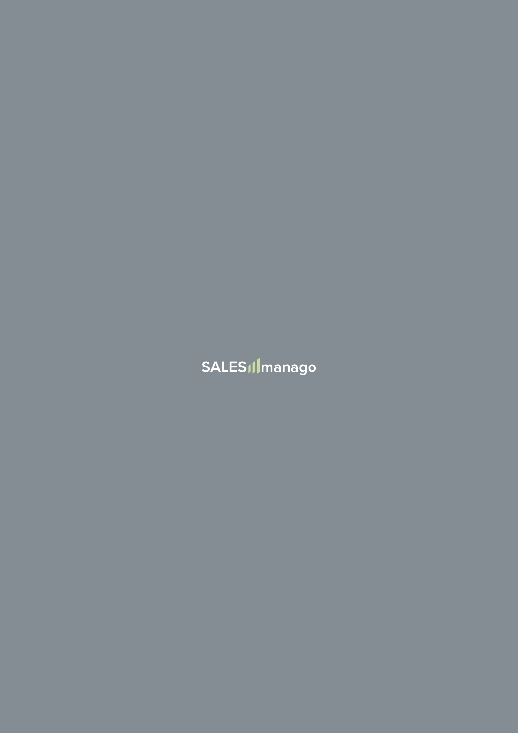SALESmanago